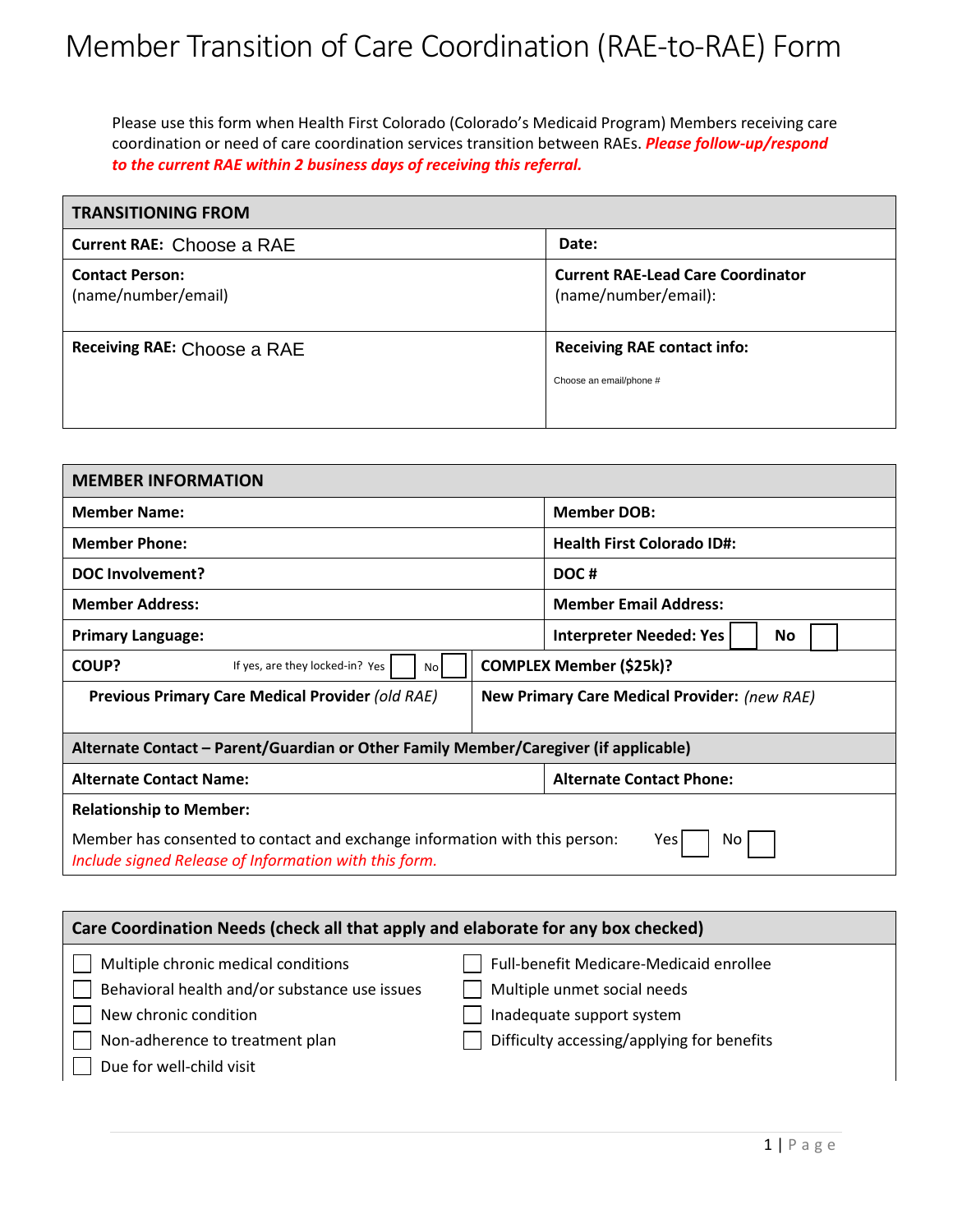# Member Transition of Care Coordination (RAE-to-RAE) Form

Please use this form when Health First Colorado (Colorado's Medicaid Program) Members receiving care coordination or need of care coordination services transition between RAEs. ***Please follow-up/respond to the current RAE within 2 business days of receiving this referral.***

| **TRANSITIONING FROM** | |
|---|---|
| **Current RAE:** Choose a RAE | **Date:** |
| **Contact Person:** (name/number/email) | **Current RAE-Lead Care Coordinator** (name/number/email): |
| **Receiving RAE:** Choose a RAE | **Receiving RAE contact info:** Choose an email/phone # |

| **MEMBER INFORMATION** | |
|---|---|
| **Member Name:** | **Member DOB:** |
| **Member Phone:** | **Health First Colorado ID#:** |
| **DOC Involvement?** | **DOC #** |
| **Member Address:** | **Member Email Address:** |
| **Primary Language:** | **Interpreter Needed: Yes** ☐ **No** ☐ |
| **COUP?** If yes, are they locked-in? Yes ☐ No ☐ | **COMPLEX Member ($25k)?** |
| **Previous Primary Care Medical Provider** *(old RAE)* | **New Primary Care Medical Provider:** *(new RAE)* |
| **Alternate Contact – Parent/Guardian or Other Family Member/Caregiver (if applicable)** | |
| **Alternate Contact Name:** | **Alternate Contact Phone:** |
| **Relationship to Member:** | |
| Member has consented to contact and exchange information with this person: Yes ☐ No ☐ *Include signed Release of Information with this form.* | |

**Care Coordination Needs (check all that apply and elaborate for any box checked)**

- ☐ Multiple chronic medical conditions
- ☐ Behavioral health and/or substance use issues
- ☐ New chronic condition
- ☐ Non-adherence to treatment plan
- ☐ Due for well-child visit
- ☐ Full-benefit Medicare-Medicaid enrollee
- ☐ Multiple unmet social needs
- ☐ Inadequate support system
- ☐ Difficulty accessing/applying for benefits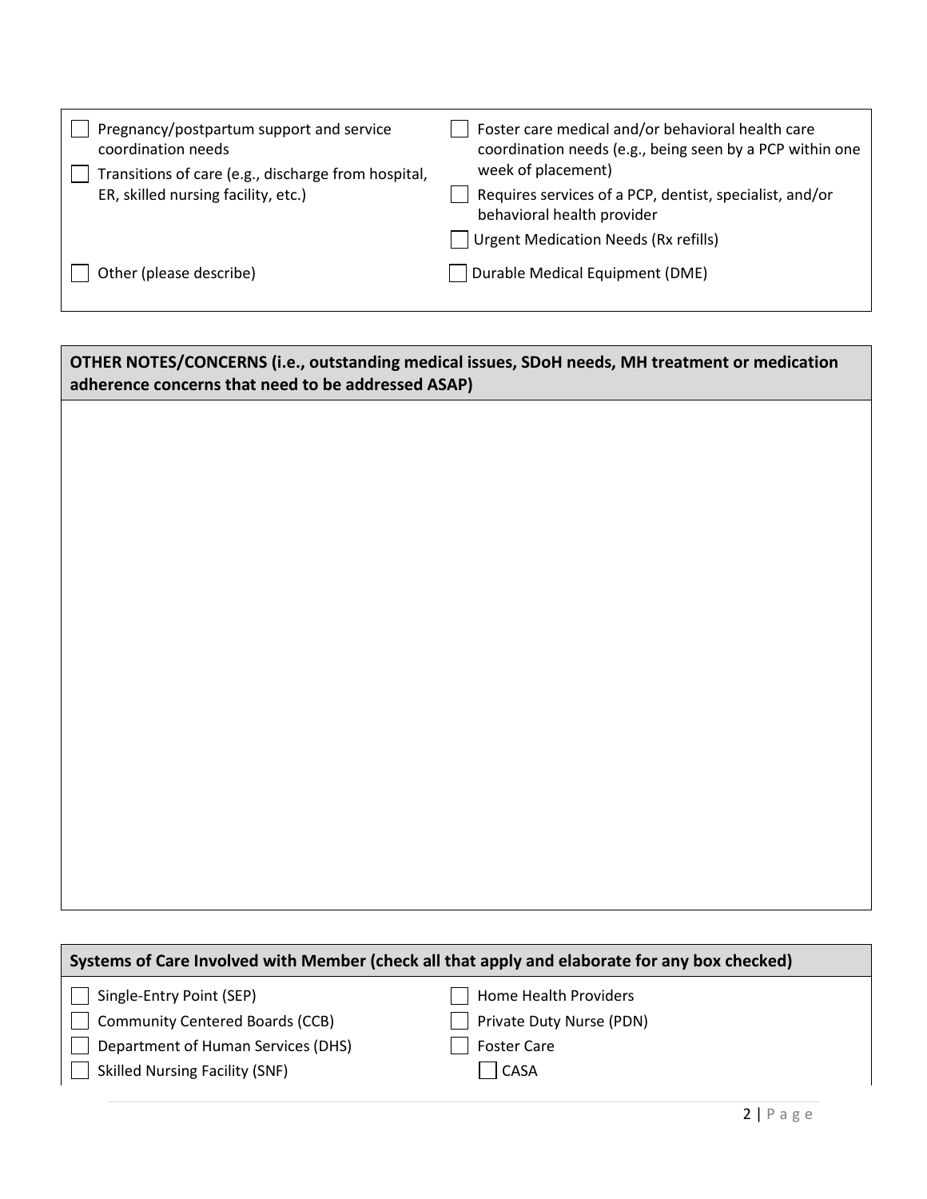- [ ] Pregnancy/postpartum support and service coordination needs
- [ ] Transitions of care (e.g., discharge from hospital, ER, skilled nursing facility, etc.)
- [ ] Foster care medical and/or behavioral health care coordination needs (e.g., being seen by a PCP within one week of placement)
- [ ] Requires services of a PCP, dentist, specialist, and/or behavioral health provider
- [ ] Urgent Medication Needs (Rx refills)
- [ ] Other (please describe)
- [ ] Durable Medical Equipment (DME)

| **OTHER NOTES/CONCERNS (i.e., outstanding medical issues, SDoH needs, MH treatment or medication adherence concerns that need to be addressed ASAP)** |
| --- |
| |

**Systems of Care Involved with Member (check all that apply and elaborate for any box checked)**

- [ ] Single-Entry Point (SEP)
- [ ] Community Centered Boards (CCB)
- [ ] Department of Human Services (DHS)
- [ ] Skilled Nursing Facility (SNF)
- [ ] Home Health Providers
- [ ] Private Duty Nurse (PDN)
- [ ] Foster Care
  - [ ] CASA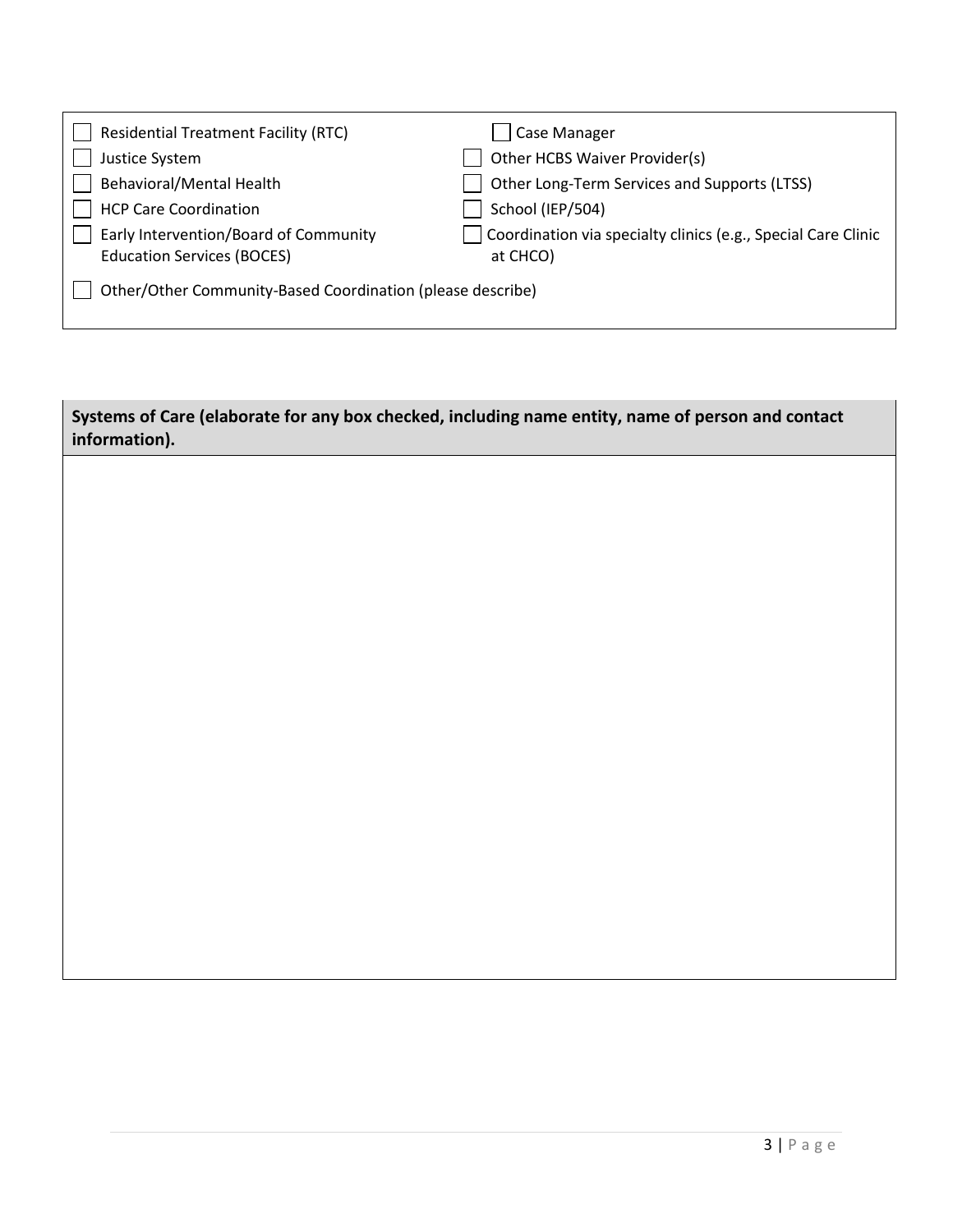- [ ] Residential Treatment Facility (RTC)
- [ ] Justice System
- [ ] Behavioral/Mental Health
- [ ] HCP Care Coordination
- [ ] Early Intervention/Board of Community Education Services (BOCES)
- [ ] Case Manager
- [ ] Other HCBS Waiver Provider(s)
- [ ] Other Long-Term Services and Supports (LTSS)
- [ ] School (IEP/504)
- [ ] Coordination via specialty clinics (e.g., Special Care Clinic at CHCO)
- [ ] Other/Other Community-Based Coordination (please describe)

| **Systems of Care (elaborate for any box checked, including name entity, name of person and contact information).** |
| --- |
| |